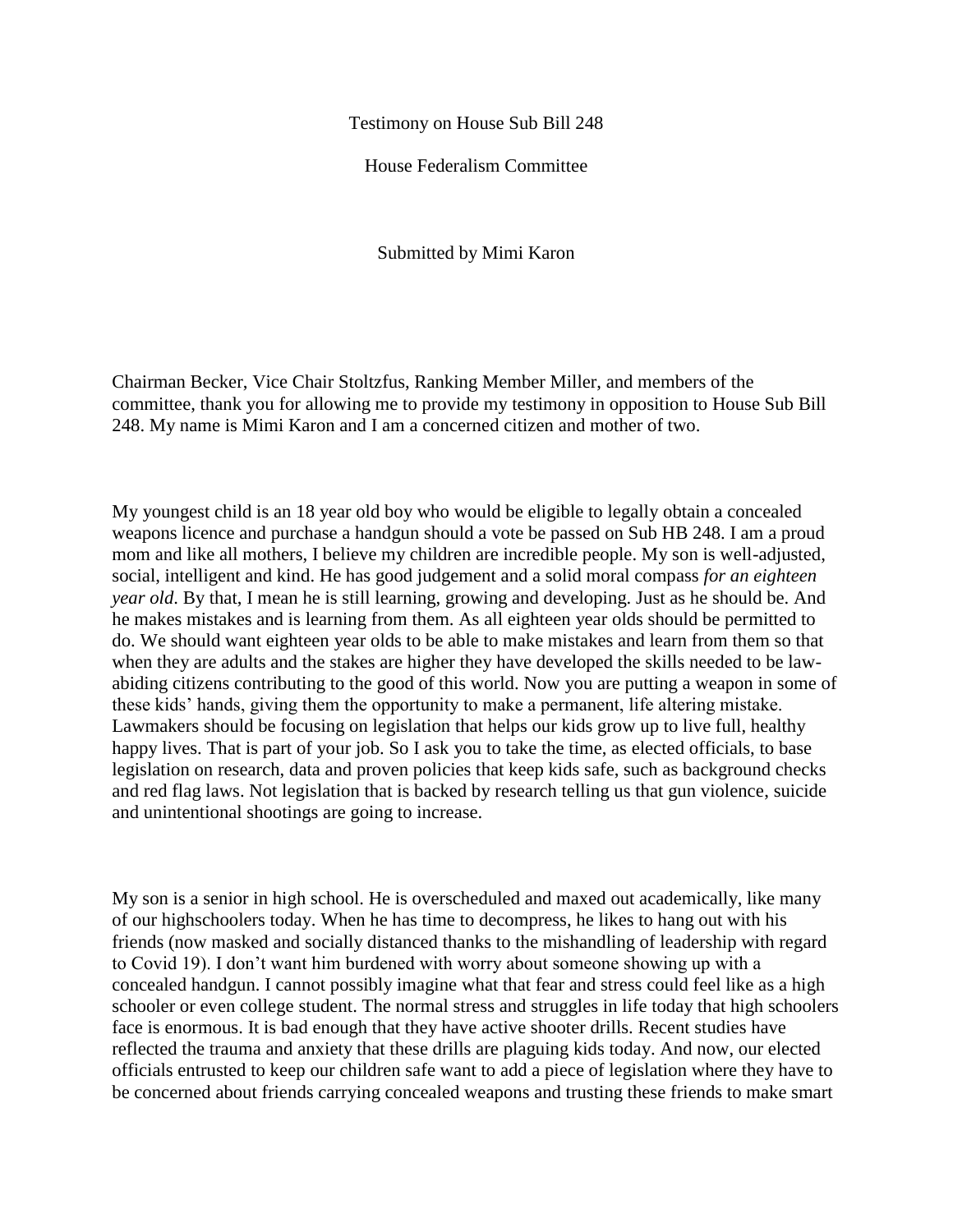Testimony on House Sub Bill 248

House Federalism Committee

Submitted by Mimi Karon

Chairman Becker, Vice Chair Stoltzfus, Ranking Member Miller, and members of the committee, thank you for allowing me to provide my testimony in opposition to House Sub Bill 248. My name is Mimi Karon and I am a concerned citizen and mother of two.

My youngest child is an 18 year old boy who would be eligible to legally obtain a concealed weapons licence and purchase a handgun should a vote be passed on Sub HB 248. I am a proud mom and like all mothers, I believe my children are incredible people. My son is well-adjusted, social, intelligent and kind. He has good judgement and a solid moral compass *for an eighteen year old*. By that, I mean he is still learning, growing and developing. Just as he should be. And he makes mistakes and is learning from them. As all eighteen year olds should be permitted to do. We should want eighteen year olds to be able to make mistakes and learn from them so that when they are adults and the stakes are higher they have developed the skills needed to be law-abiding citizens contributing to the good of this world. Now you are putting a weapon in some of these kids' hands, giving them the opportunity to make a permanent, life altering mistake. Lawmakers should be focusing on legislation that helps our kids grow up to live full, healthy happy lives. That is part of your job. So I ask you to take the time, as elected officials, to base legislation on research, data and proven policies that keep kids safe, such as background checks and red flag laws. Not legislation that is backed by research telling us that gun violence, suicide and unintentional shootings are going to increase.

My son is a senior in high school. He is overscheduled and maxed out academically, like many of our highschoolers today. When he has time to decompress, he likes to hang out with his friends (now masked and socially distanced thanks to the mishandling of leadership with regard to Covid 19). I don't want him burdened with worry about someone showing up with a concealed handgun. I cannot possibly imagine what that fear and stress could feel like as a high schooler or even college student. The normal stress and struggles in life today that high schoolers face is enormous. It is bad enough that they have active shooter drills. Recent studies have reflected the trauma and anxiety that these drills are plaguing kids today. And now, our elected officials entrusted to keep our children safe want to add a piece of legislation where they have to be concerned about friends carrying concealed weapons and trusting these friends to make smart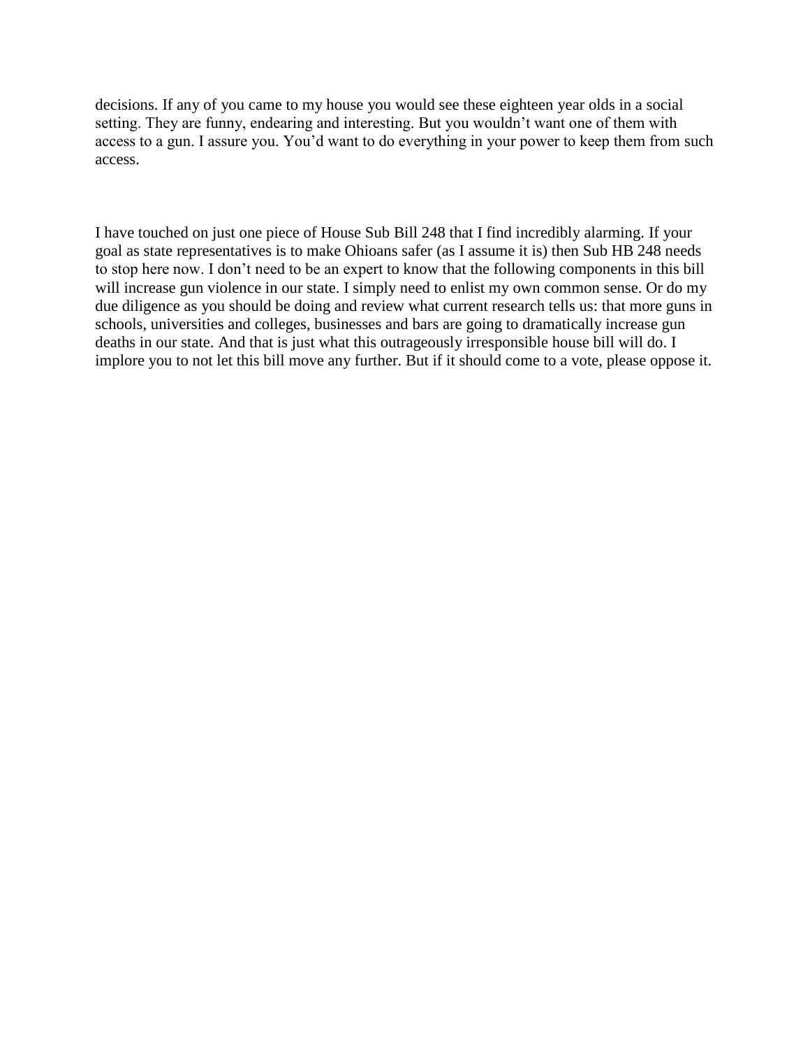decisions. If any of you came to my house you would see these eighteen year olds in a social setting. They are funny, endearing and interesting. But you wouldn't want one of them with access to a gun. I assure you. You'd want to do everything in your power to keep them from such access.

I have touched on just one piece of House Sub Bill 248 that I find incredibly alarming. If your goal as state representatives is to make Ohioans safer (as I assume it is) then Sub HB 248 needs to stop here now. I don't need to be an expert to know that the following components in this bill will increase gun violence in our state. I simply need to enlist my own common sense. Or do my due diligence as you should be doing and review what current research tells us: that more guns in schools, universities and colleges, businesses and bars are going to dramatically increase gun deaths in our state. And that is just what this outrageously irresponsible house bill will do. I implore you to not let this bill move any further. But if it should come to a vote, please oppose it.